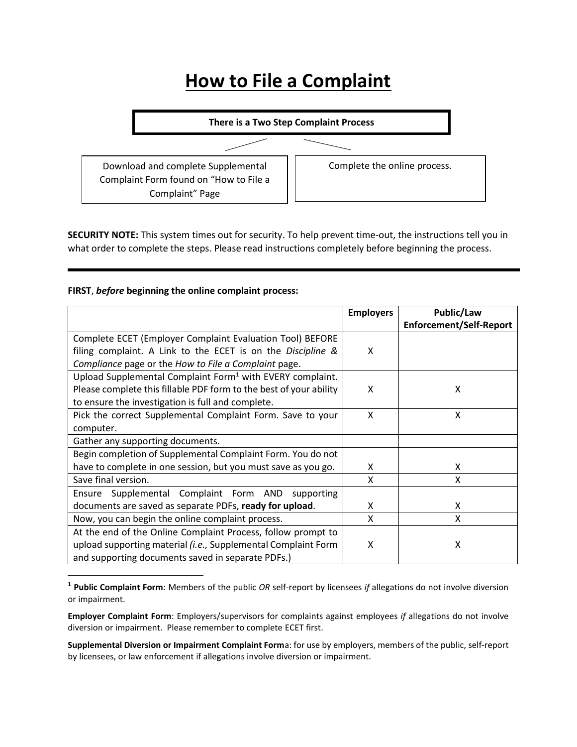# How to File a Complaint

**There is a Two Step Complaint Process**

| Download and complete Supplemental Complaint Form found on "How to File a Complaint" Page | Complete the online process. |
|---|---|

**SECURITY NOTE:** This system times out for security. To help prevent time-out, the instructions tell you in what order to complete the steps. Please read instructions completely before beginning the process.

---

**FIRST**, ***before*** **beginning the online complaint process:**

| | **Employers** | **Public/Law Enforcement/Self-Report** |
|---|---|---|
| Complete ECET (Employer Complaint Evaluation Tool) BEFORE filing complaint. A Link to the ECET is on the *Discipline & Compliance* page or the *How to File a Complaint* page. | X | |
| Upload Supplemental Complaint Form[1] with EVERY complaint. Please complete this fillable PDF form to the best of your ability to ensure the investigation is full and complete. | X | X |
| Pick the correct Supplemental Complaint Form. Save to your computer. | X | X |
| Gather any supporting documents. | | |
| Begin completion of Supplemental Complaint Form. You do not have to complete in one session, but you must save as you go. | X | X |
| Save final version. | X | X |
| Ensure Supplemental Complaint Form AND supporting documents are saved as separate PDFs, **ready for upload**. | X | X |
| Now, you can begin the online complaint process. | X | X |
| At the end of the Online Complaint Process, follow prompt to upload supporting material *(i.e.,* Supplemental Complaint Form and supporting documents saved in separate PDFs.) | X | X |

[1] **Public Complaint Form**: Members of the public *OR* self-report by licensees *if* allegations do not involve diversion or impairment.

**Employer Complaint Form**: Employers/supervisors for complaints against employees *if* allegations do not involve diversion or impairment. Please remember to complete ECET first.

**Supplemental Diversion or Impairment Complaint Form**a: for use by employers, members of the public, self-report by licensees, or law enforcement if allegations involve diversion or impairment.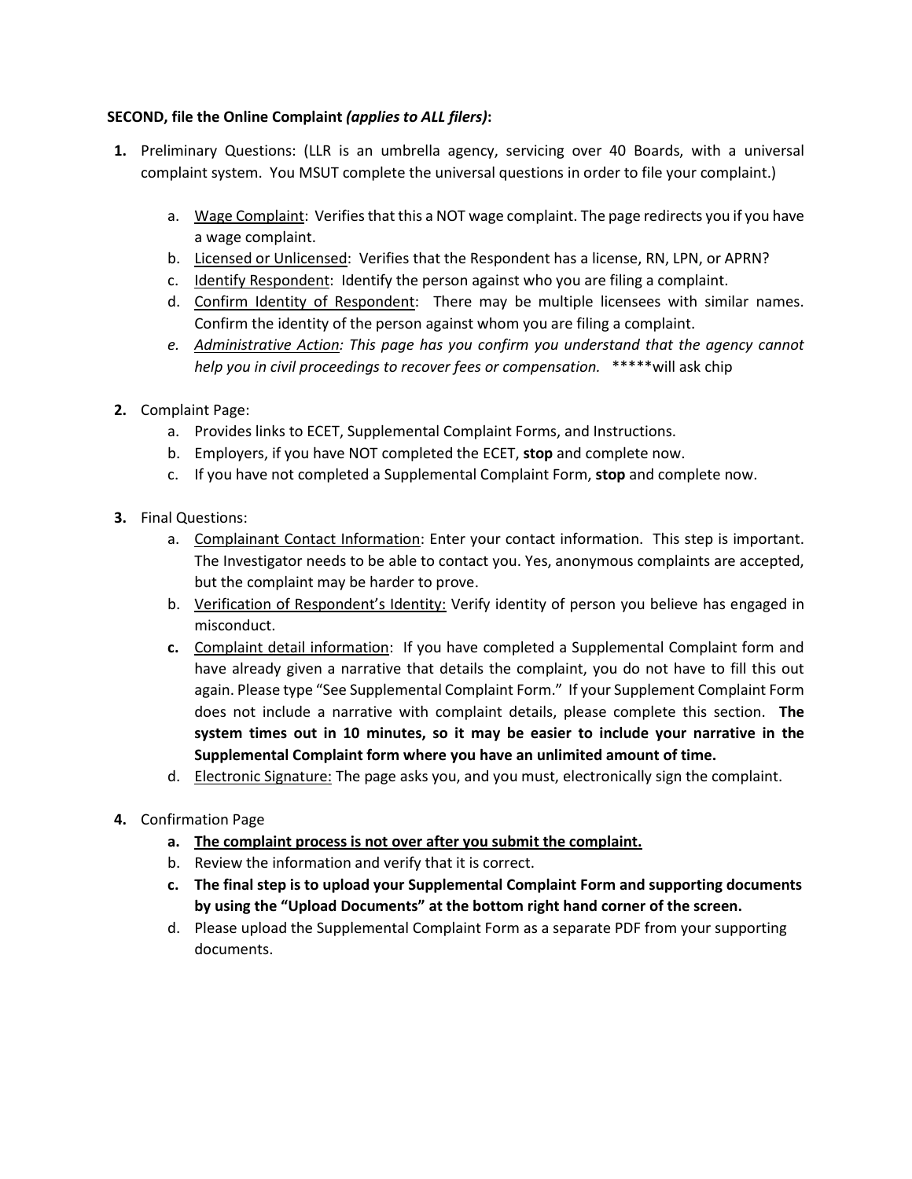**SECOND, file the Online Complaint *(applies to ALL filers)*:**

1. Preliminary Questions: (LLR is an umbrella agency, servicing over 40 Boards, with a universal complaint system. You MSUT complete the universal questions in order to file your complaint.)

    a. Wage Complaint: Verifies that this a NOT wage complaint. The page redirects you if you have a wage complaint.
    b. Licensed or Unlicensed: Verifies that the Respondent has a license, RN, LPN, or APRN?
    c. Identify Respondent: Identify the person against who you are filing a complaint.
    d. Confirm Identity of Respondent: There may be multiple licensees with similar names. Confirm the identity of the person against whom you are filing a complaint.
    e. *Administrative Action: This page has you confirm you understand that the agency cannot help you in civil proceedings to recover fees or compensation.* *****will ask chip

2. Complaint Page:
    a. Provides links to ECET, Supplemental Complaint Forms, and Instructions.
    b. Employers, if you have NOT completed the ECET, **stop** and complete now.
    c. If you have not completed a Supplemental Complaint Form, **stop** and complete now.

3. Final Questions:
    a. Complainant Contact Information: Enter your contact information. This step is important. The Investigator needs to be able to contact you. Yes, anonymous complaints are accepted, but the complaint may be harder to prove.
    b. Verification of Respondent's Identity: Verify identity of person you believe has engaged in misconduct.
    c. Complaint detail information: If you have completed a Supplemental Complaint form and have already given a narrative that details the complaint, you do not have to fill this out again. Please type "See Supplemental Complaint Form." If your Supplement Complaint Form does not include a narrative with complaint details, please complete this section. **The system times out in 10 minutes, so it may be easier to include your narrative in the Supplemental Complaint form where you have an unlimited amount of time.**
    d. Electronic Signature: The page asks you, and you must, electronically sign the complaint.

4. Confirmation Page
    a. **The complaint process is not over after you submit the complaint.**
    b. Review the information and verify that it is correct.
    c. **The final step is to upload your Supplemental Complaint Form and supporting documents by using the "Upload Documents" at the bottom right hand corner of the screen.**
    d. Please upload the Supplemental Complaint Form as a separate PDF from your supporting documents.